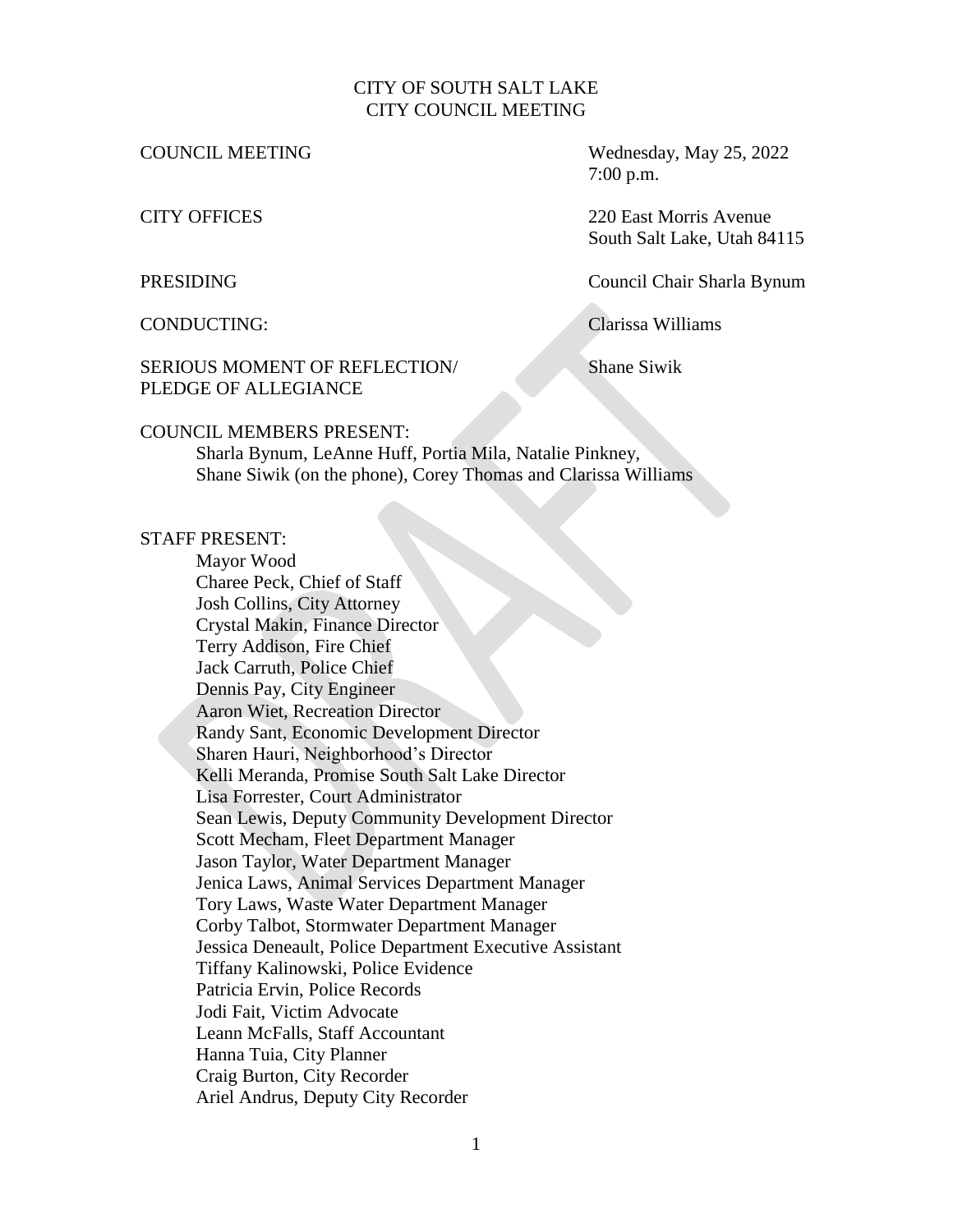# CITY OF SOUTH SALT LAKE
# CITY COUNCIL MEETING

COUNCIL MEETING — Wednesday, May 25, 2022, 7:00 p.m.

CITY OFFICES — 220 East Morris Avenue, South Salt Lake, Utah 84115

PRESIDING — Council Chair Sharla Bynum

CONDUCTING: — Clarissa Williams

SERIOUS MOMENT OF REFLECTION/ PLEDGE OF ALLEGIANCE — Shane Siwik

COUNCIL MEMBERS PRESENT:

Sharla Bynum, LeAnne Huff, Portia Mila, Natalie Pinkney, Shane Siwik (on the phone), Corey Thomas and Clarissa Williams

STAFF PRESENT:

Mayor Wood
Charee Peck, Chief of Staff
Josh Collins, City Attorney
Crystal Makin, Finance Director
Terry Addison, Fire Chief
Jack Carruth, Police Chief
Dennis Pay, City Engineer
Aaron Wiet, Recreation Director
Randy Sant, Economic Development Director
Sharen Hauri, Neighborhood's Director
Kelli Meranda, Promise South Salt Lake Director
Lisa Forrester, Court Administrator
Sean Lewis, Deputy Community Development Director
Scott Mecham, Fleet Department Manager
Jason Taylor, Water Department Manager
Jenica Laws, Animal Services Department Manager
Tory Laws, Waste Water Department Manager
Corby Talbot, Stormwater Department Manager
Jessica Deneault, Police Department Executive Assistant
Tiffany Kalinowski, Police Evidence
Patricia Ervin, Police Records
Jodi Fait, Victim Advocate
Leann McFalls, Staff Accountant
Hanna Tuia, City Planner
Craig Burton, City Recorder
Ariel Andrus, Deputy City Recorder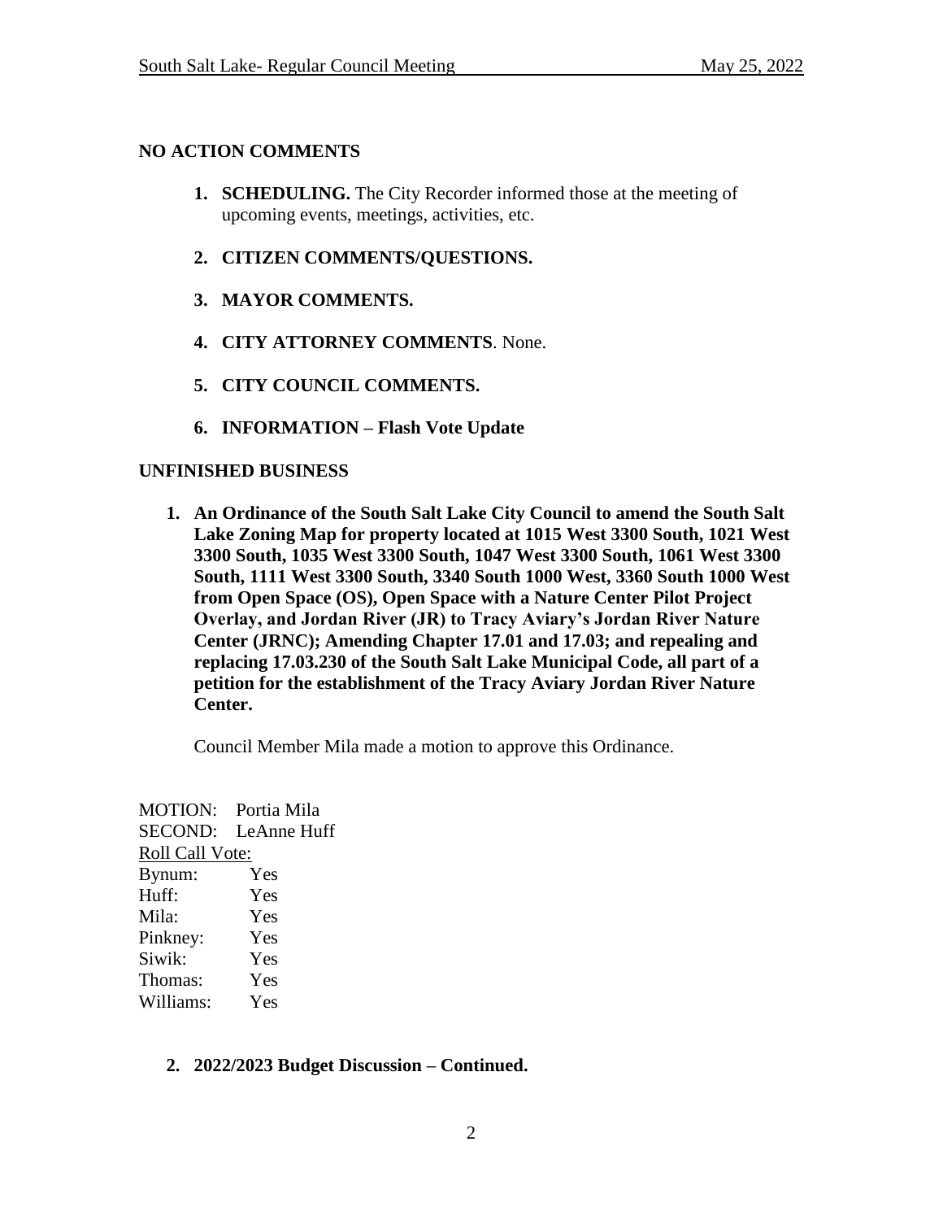## NO ACTION COMMENTS

1. **SCHEDULING.** The City Recorder informed those at the meeting of upcoming events, meetings, activities, etc.

2. **CITIZEN COMMENTS/QUESTIONS.**

3. **MAYOR COMMENTS.**

4. **CITY ATTORNEY COMMENTS**. None.

5. **CITY COUNCIL COMMENTS.**

6. **INFORMATION – Flash Vote Update**

## UNFINISHED BUSINESS

1. **An Ordinance of the South Salt Lake City Council to amend the South Salt Lake Zoning Map for property located at 1015 West 3300 South, 1021 West 3300 South, 1035 West 3300 South, 1047 West 3300 South, 1061 West 3300 South, 1111 West 3300 South, 3340 South 1000 West, 3360 South 1000 West from Open Space (OS), Open Space with a Nature Center Pilot Project Overlay, and Jordan River (JR) to Tracy Aviary's Jordan River Nature Center (JRNC); Amending Chapter 17.01 and 17.03; and repealing and replacing 17.03.230 of the South Salt Lake Municipal Code, all part of a petition for the establishment of the Tracy Aviary Jordan River Nature Center.**

   Council Member Mila made a motion to approve this Ordinance.

MOTION: Portia Mila
SECOND: LeAnne Huff
Roll Call Vote:
Bynum: Yes
Huff: Yes
Mila: Yes
Pinkney: Yes
Siwik: Yes
Thomas: Yes
Williams: Yes

2. **2022/2023 Budget Discussion – Continued.**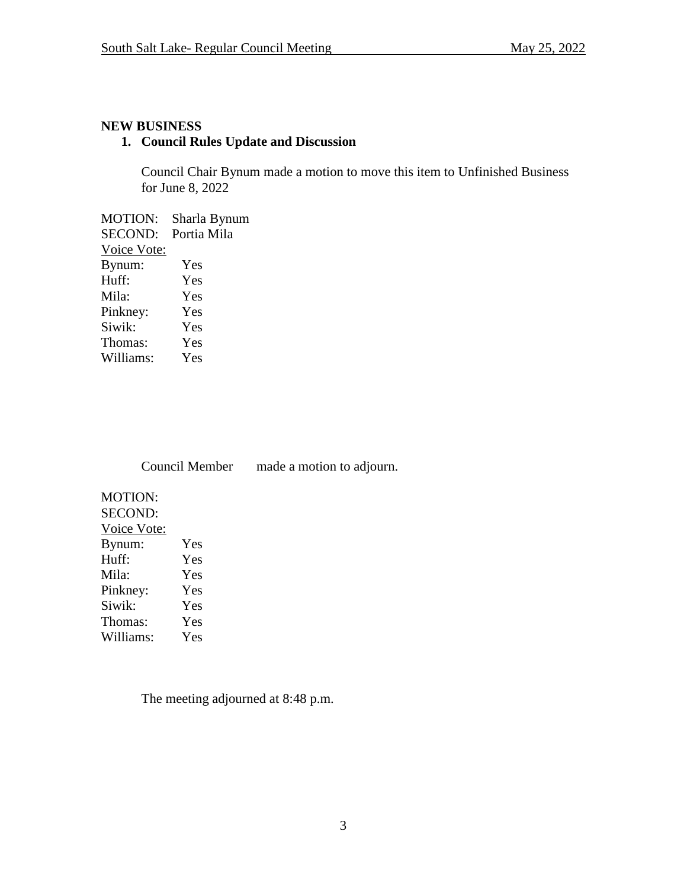**NEW BUSINESS**

1. **Council Rules Update and Discussion**

   Council Chair Bynum made a motion to move this item to Unfinished Business for June 8, 2022

MOTION: Sharla Bynum
SECOND: Portia Mila
Voice Vote:
Bynum: Yes
Huff: Yes
Mila: Yes
Pinkney: Yes
Siwik: Yes
Thomas: Yes
Williams: Yes

Council Member made a motion to adjourn.

MOTION:
SECOND:
Voice Vote:
Bynum: Yes
Huff: Yes
Mila: Yes
Pinkney: Yes
Siwik: Yes
Thomas: Yes
Williams: Yes

The meeting adjourned at 8:48 p.m.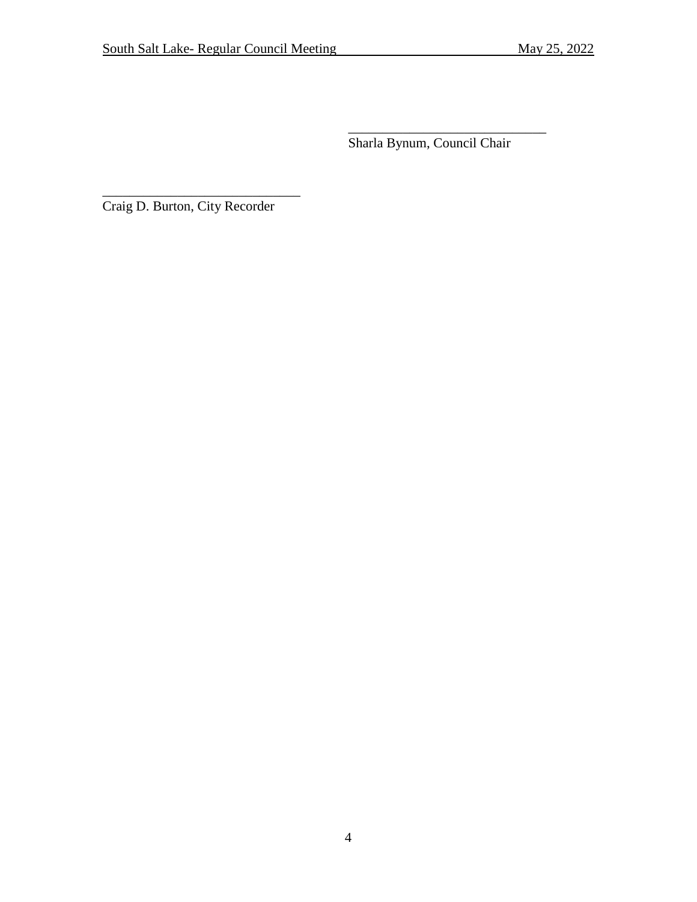\_\_\_\_\_\_\_\_\_\_\_\_\_\_\_\_\_\_\_\_\_\_\_\_\_\_\_\_\_\_

Sharla Bynum, Council Chair

\_\_\_\_\_\_\_\_\_\_\_\_\_\_\_\_\_\_\_\_\_\_\_\_\_\_\_\_\_\_

Craig D. Burton, City Recorder